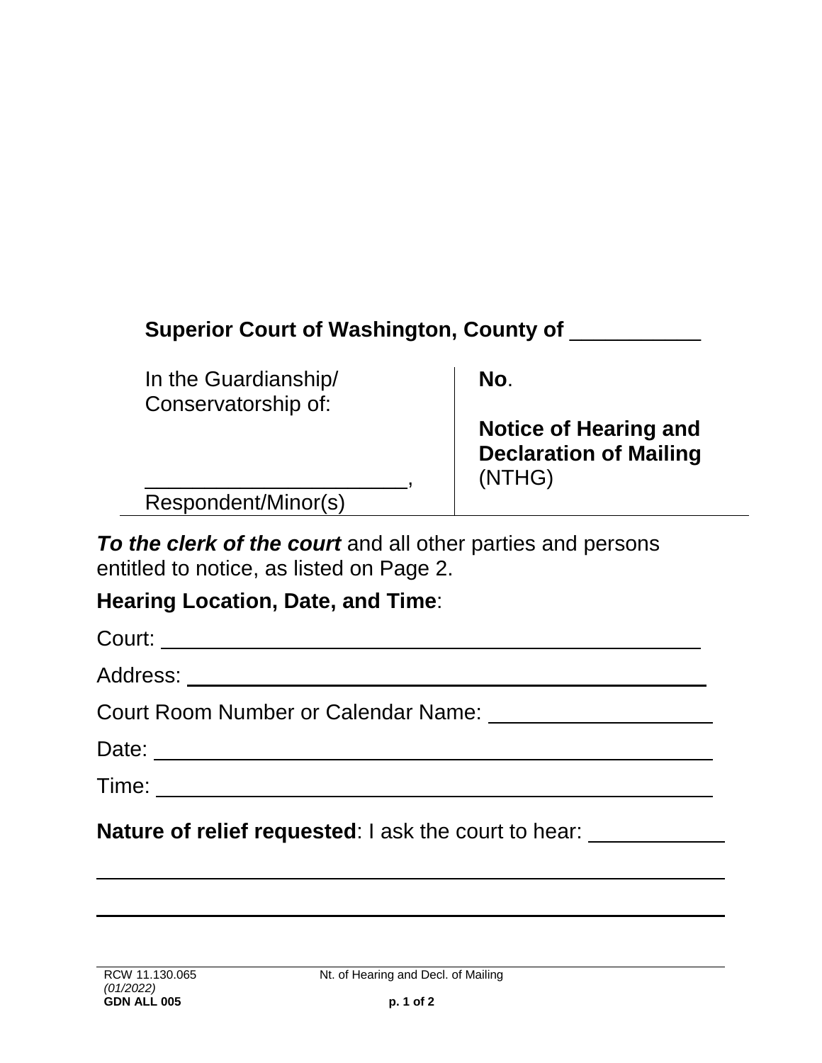**Superior Court of Washington, County of** ___________

| In the Guardianship/ Conservatorship of: <br><br> _______________________, <br> Respondent/Minor(s) | **No**. <br><br> **Notice of Hearing and Declaration of Mailing** (NTHG) |
|---|---|

***To the clerk of the court*** and all other parties and persons entitled to notice, as listed on Page 2.

**Hearing Location, Date, and Time**:

Court: ________________________________________________

Address: ______________________________________________

Court Room Number or Calendar Name: ___________________

Date: _________________________________________________

Time: _________________________________________________

**Nature of relief requested**: I ask the court to hear: ___________

_____________________________________________________________

_____________________________________________________________

RCW 11.130.065
*(01/2022)*
**GDN ALL 005**

Nt. of Hearing and Decl. of Mailing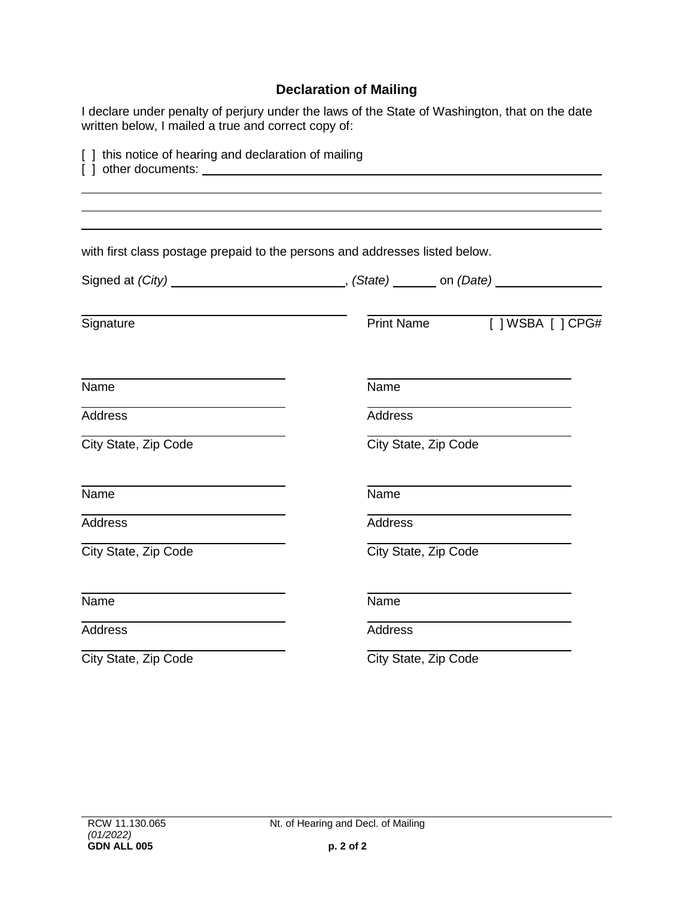## Declaration of Mailing

I declare under penalty of perjury under the laws of the State of Washington, that on the date written below, I mailed a true and correct copy of:

[ ] this notice of hearing and declaration of mailing
[ ] other documents: ______________________________________________

______________________________________________

______________________________________________

______________________________________________

with first class postage prepaid to the persons and addresses listed below.

Signed at *(City)* ____________________, *(State)* ______ on *(Date)* ____________

| | |
|---|---|
| ______________________ | ______________________ |
| Signature | Print Name [ ] WSBA [ ] CPG# |

| | |
|---|---|
| ______________________ | ______________________ |
| Name | Name |
| ______________________ | ______________________ |
| Address | Address |
| ______________________ | ______________________ |
| City State, Zip Code | City State, Zip Code |
| ______________________ | ______________________ |
| Name | Name |
| ______________________ | ______________________ |
| Address | Address |
| ______________________ | ______________________ |
| City State, Zip Code | City State, Zip Code |
| ______________________ | ______________________ |
| Name | Name |
| ______________________ | ______________________ |
| Address | Address |
| ______________________ | ______________________ |
| City State, Zip Code | City State, Zip Code |

RCW 11.130.065
*(01/2022)*
**GDN ALL 005**

Nt. of Hearing and Decl. of Mailing